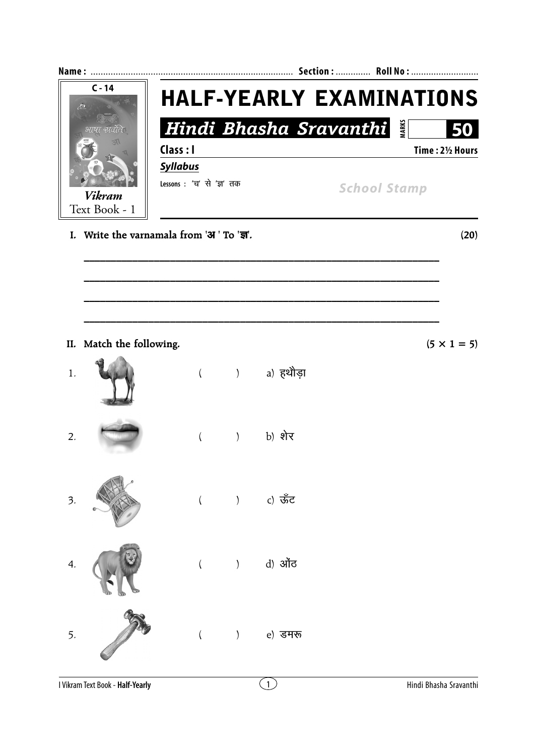Name : ................................................................................ Section : ............. Roll No : ...........................

C - 14

*Vikram*
Text Book - 1

# HALF-YEARLY EXAMINATIONS

## *Hindi Bhasha Sravanthi*

MARKS 50

**Class : I** **Time : 2½ Hours**

***Syllabus***

Lessons : 'च' से 'ज्ञ' तक

School Stamp

**I. Write the varnamala from 'अ ' To 'ज्ञ'.** **(20)**

______________________________________________________________

______________________________________________________________

______________________________________________________________

______________________________________________________________

**II. Match the following.** **(5 × 1 = 5)**

1. ( ) a) हथौड़ा

2. ( ) b) शेर

3. ( ) c) ऊँट

4. ( ) d) ओंठ

5. ( ) e) डमरू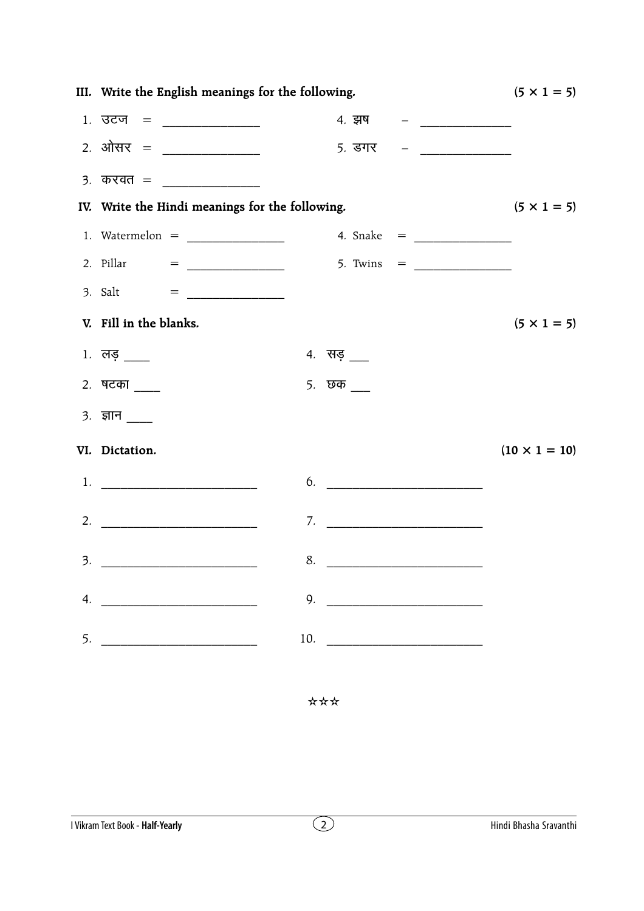**III. Write the English meanings for the following.** **(5 × 1 = 5)**

1. उटज = ________________
2. ओसर = ________________
3. करवत = ________________
4. झष – ________________
5. डगर – ________________

**IV. Write the Hindi meanings for the following.** **(5 × 1 = 5)**

1. Watermelon = ________________
2. Pillar = ________________
3. Salt = ________________
4. Snake = ________________
5. Twins = ________________

**V. Fill in the blanks.** **(5 × 1 = 5)**

1. लड़ ____
2. षटका ____
3. ज्ञान ____
4. सड़ ___
5. छक ___

**VI. Dictation.** **(10 × 1 = 10)**

1. __________________________
2. __________________________
3. __________________________
4. __________________________
5. __________________________
6. __________________________
7. __________________________
8. __________________________
9. __________________________
10. __________________________

☆☆☆